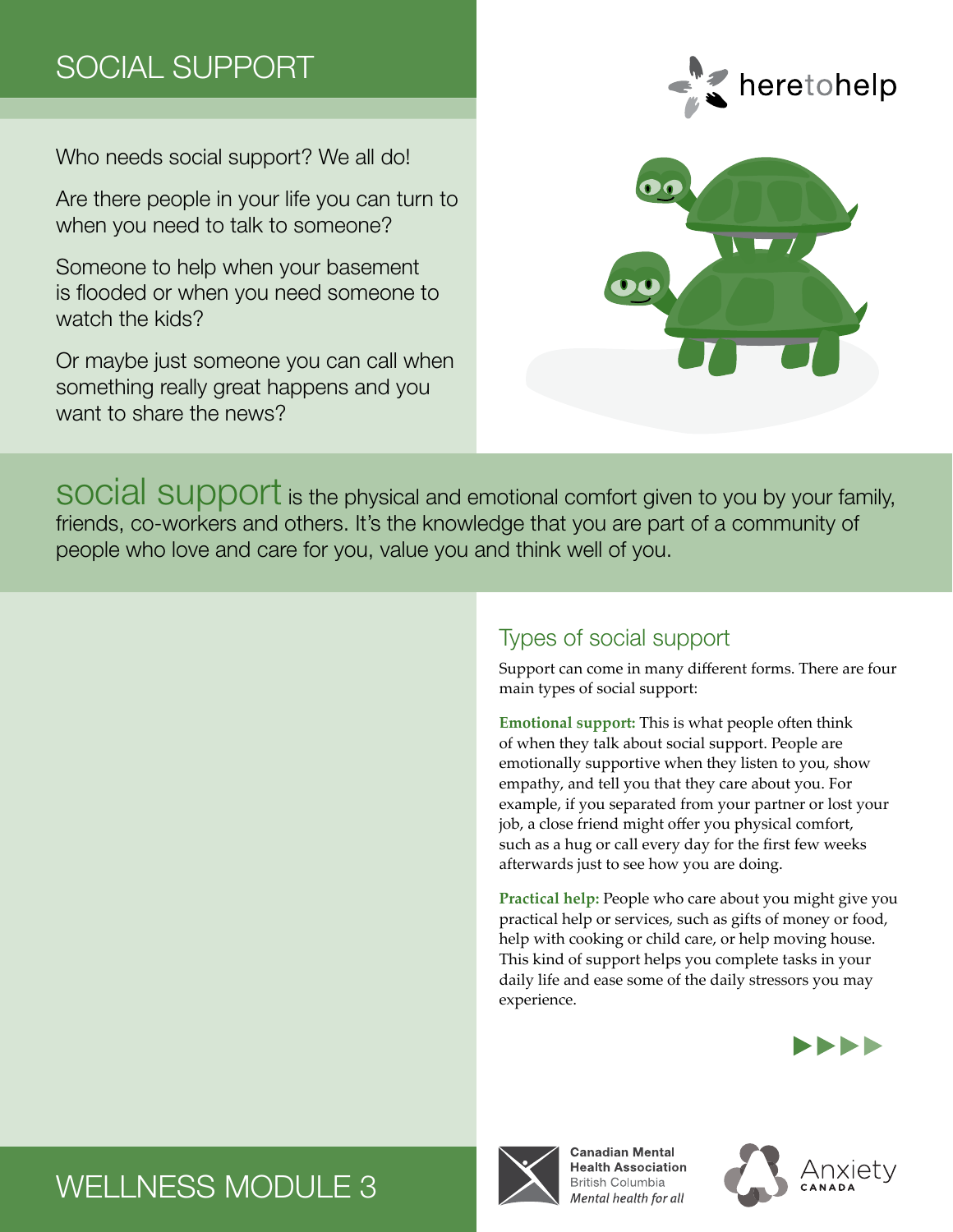# SOCIAL SUPPORT

Who needs social support? We all do!

Are there people in your life you can turn to when you need to talk to someone?

Someone to help when your basement is flooded or when you need someone to watch the kids?

Or maybe just someone you can call when something really great happens and you want to share the news?

**social support** is the physical and emotional comfort given to you by your family, friends, co-workers and others. It's the knowledge that you are part of a community of people who love and care for you, value you and think well of you.

## Types of social support

Support can come in many different forms. There are four main types of social support:

**Emotional support:** This is what people often think of when they talk about social support. People are emotionally supportive when they listen to you, show empathy, and tell you that they care about you. For example, if you separated from your partner or lost your job, a close friend might offer you physical comfort, such as a hug or call every day for the first few weeks afterwards just to see how you are doing.

**Practical help:** People who care about you might give you practical help or services, such as gifts of money or food, help with cooking or child care, or help moving house. This kind of support helps you complete tasks in your daily life and ease some of the daily stressors you may experience.

WELLNESS MODULE 3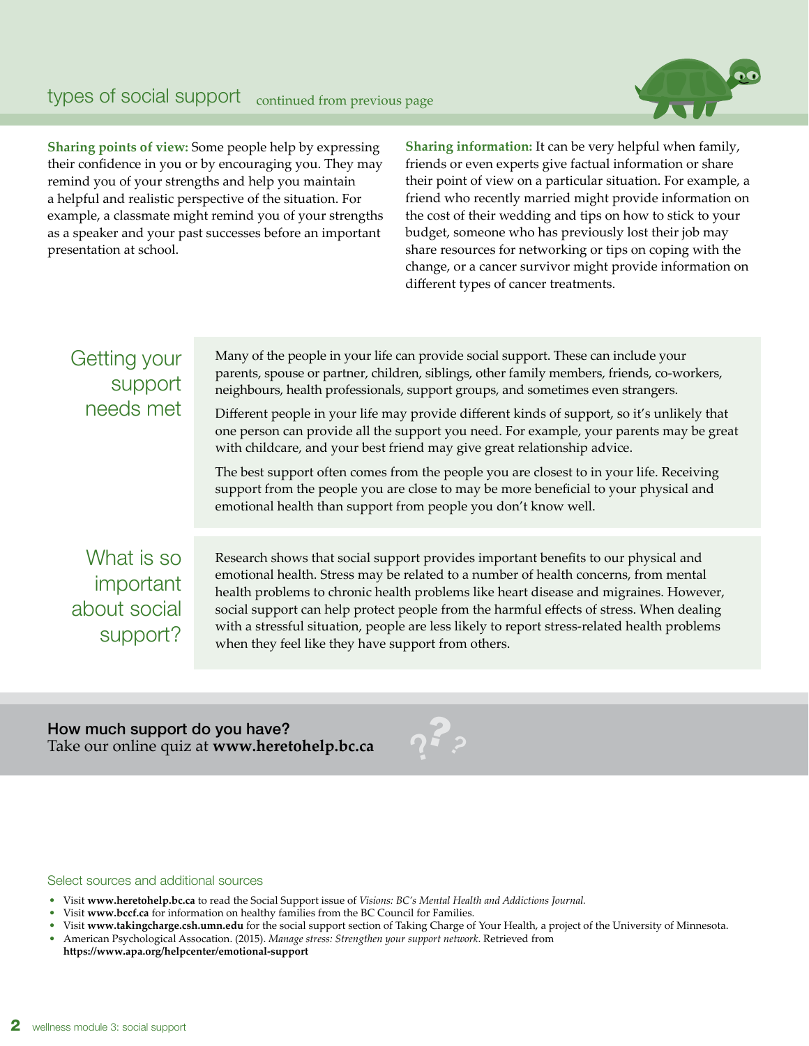## types of social support continued from previous page

**Sharing points of view:** Some people help by expressing their confidence in you or by encouraging you. They may remind you of your strengths and help you maintain a helpful and realistic perspective of the situation. For example, a classmate might remind you of your strengths as a speaker and your past successes before an important presentation at school.

**Sharing information:** It can be very helpful when family, friends or even experts give factual information or share their point of view on a particular situation. For example, a friend who recently married might provide information on the cost of their wedding and tips on how to stick to your budget, someone who has previously lost their job may share resources for networking or tips on coping with the change, or a cancer survivor might provide information on different types of cancer treatments.

## Getting your support needs met

Many of the people in your life can provide social support. These can include your parents, spouse or partner, children, siblings, other family members, friends, co-workers, neighbours, health professionals, support groups, and sometimes even strangers.

Different people in your life may provide different kinds of support, so it's unlikely that one person can provide all the support you need. For example, your parents may be great with childcare, and your best friend may give great relationship advice.

The best support often comes from the people you are closest to in your life. Receiving support from the people you are close to may be more beneficial to your physical and emotional health than support from people you don't know well.

## What is so important about social support?

Research shows that social support provides important benefits to our physical and emotional health. Stress may be related to a number of health concerns, from mental health problems to chronic health problems like heart disease and migraines. However, social support can help protect people from the harmful effects of stress. When dealing with a stressful situation, people are less likely to report stress-related health problems when they feel like they have support from others.

**How much support do you have?**
Take our online quiz at **www.heretohelp.bc.ca**

### Select sources and additional sources

- Visit **www.heretohelp.bc.ca** to read the Social Support issue of *Visions: BC's Mental Health and Addictions Journal.*
- Visit **www.bccf.ca** for information on healthy families from the BC Council for Families.
- Visit **www.takingcharge.csh.umn.edu** for the social support section of Taking Charge of Your Health, a project of the University of Minnesota.
- American Psychological Assocation. (2015). *Manage stress: Strengthen your support network.* Retrieved from **https://www.apa.org/helpcenter/emotional-support**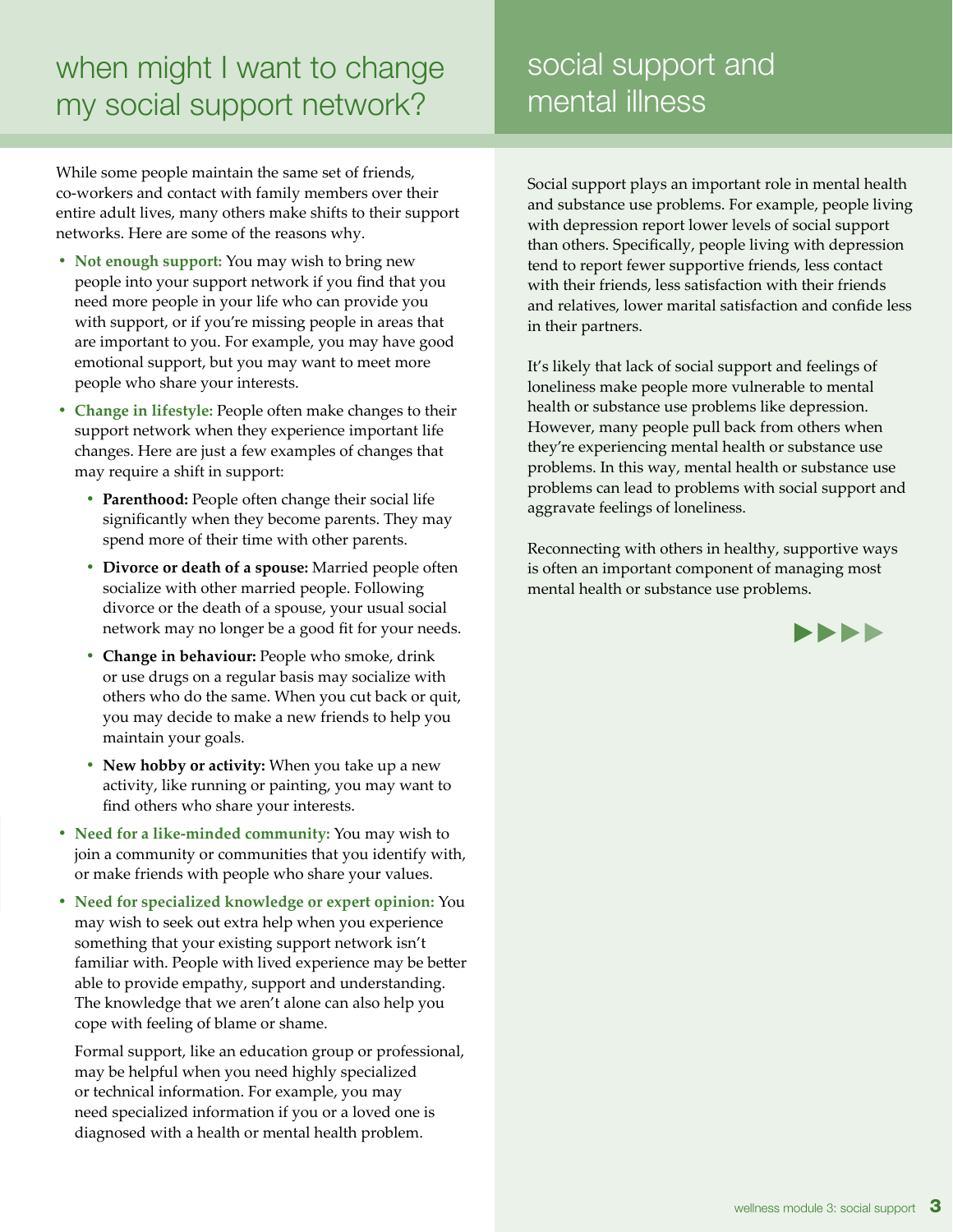## when might I want to change my social support network?

While some people maintain the same set of friends, co-workers and contact with family members over their entire adult lives, many others make shifts to their support networks. Here are some of the reasons why.

- **Not enough support:** You may wish to bring new people into your support network if you find that you need more people in your life who can provide you with support, or if you're missing people in areas that are important to you. For example, you may have good emotional support, but you may want to meet more people who share your interests.
- **Change in lifestyle:** People often make changes to their support network when they experience important life changes. Here are just a few examples of changes that may require a shift in support:
  - **Parenthood:** People often change their social life significantly when they become parents. They may spend more of their time with other parents.
  - **Divorce or death of a spouse:** Married people often socialize with other married people. Following divorce or the death of a spouse, your usual social network may no longer be a good fit for your needs.
  - **Change in behaviour:** People who smoke, drink or use drugs on a regular basis may socialize with others who do the same. When you cut back or quit, you may decide to make a new friends to help you maintain your goals.
  - **New hobby or activity:** When you take up a new activity, like running or painting, you may want to find others who share your interests.
- **Need for a like-minded community:** You may wish to join a community or communities that you identify with, or make friends with people who share your values.
- **Need for specialized knowledge or expert opinion:** You may wish to seek out extra help when you experience something that your existing support network isn't familiar with. People with lived experience may be better able to provide empathy, support and understanding. The knowledge that we aren't alone can also help you cope with feeling of blame or shame.

  Formal support, like an education group or professional, may be helpful when you need highly specialized or technical information. For example, you may need specialized information if you or a loved one is diagnosed with a health or mental health problem.

## social support and mental illness

Social support plays an important role in mental health and substance use problems. For example, people living with depression report lower levels of social support than others. Specifically, people living with depression tend to report fewer supportive friends, less contact with their friends, less satisfaction with their friends and relatives, lower marital satisfaction and confide less in their partners.

It's likely that lack of social support and feelings of loneliness make people more vulnerable to mental health or substance use problems like depression. However, many people pull back from others when they're experiencing mental health or substance use problems. In this way, mental health or substance use problems can lead to problems with social support and aggravate feelings of loneliness.

Reconnecting with others in healthy, supportive ways is often an important component of managing most mental health or substance use problems.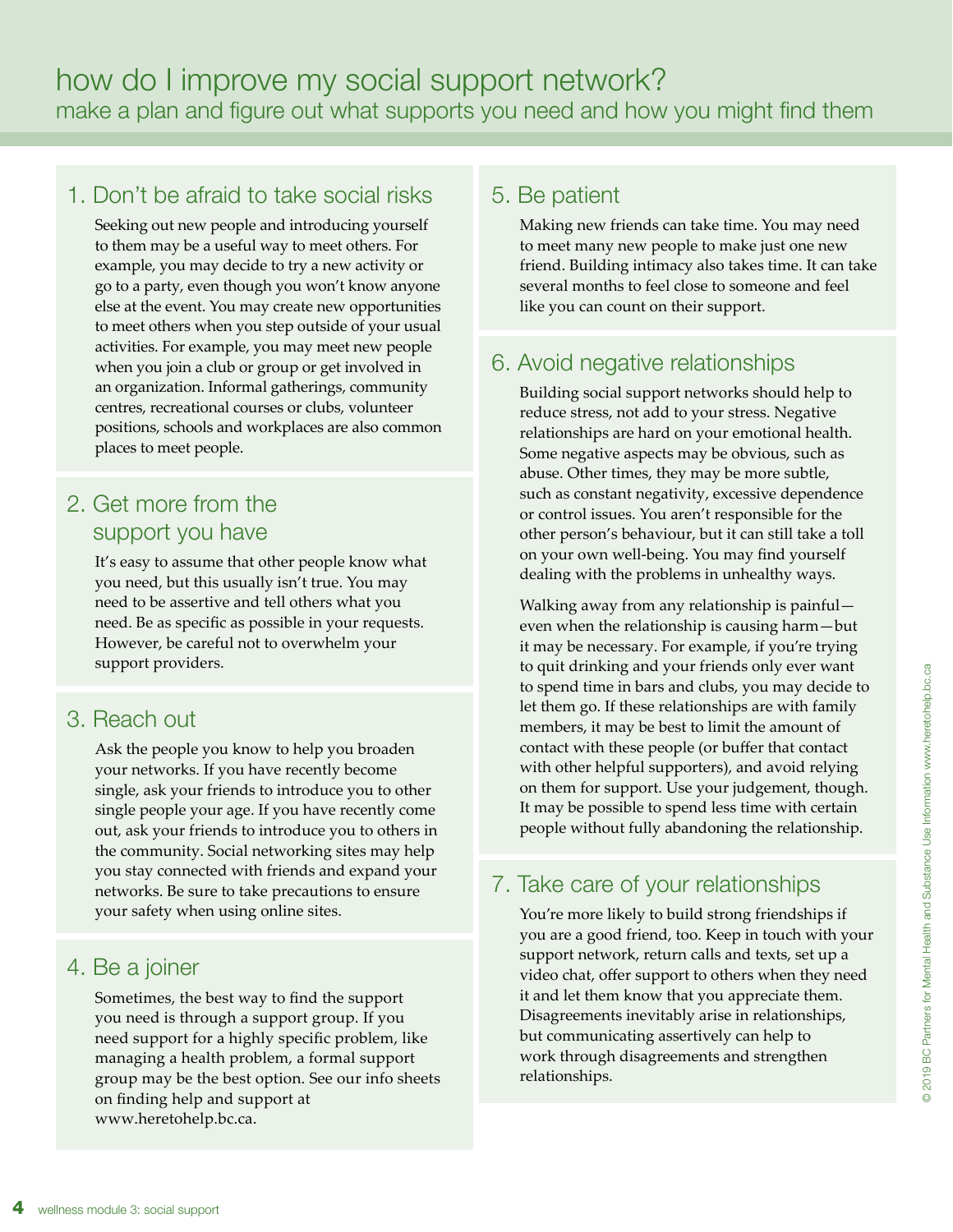## how do I improve my social support network?

make a plan and figure out what supports you need and how you might find them

### 1. Don't be afraid to take social risks

Seeking out new people and introducing yourself to them may be a useful way to meet others. For example, you may decide to try a new activity or go to a party, even though you won't know anyone else at the event. You may create new opportunities to meet others when you step outside of your usual activities. For example, you may meet new people when you join a club or group or get involved in an organization. Informal gatherings, community centres, recreational courses or clubs, volunteer positions, schools and workplaces are also common places to meet people.

### 2. Get more from the support you have

It's easy to assume that other people know what you need, but this usually isn't true. You may need to be assertive and tell others what you need. Be as specific as possible in your requests. However, be careful not to overwhelm your support providers.

### 3. Reach out

Ask the people you know to help you broaden your networks. If you have recently become single, ask your friends to introduce you to other single people your age. If you have recently come out, ask your friends to introduce you to others in the community. Social networking sites may help you stay connected with friends and expand your networks. Be sure to take precautions to ensure your safety when using online sites.

### 4. Be a joiner

Sometimes, the best way to find the support you need is through a support group. If you need support for a highly specific problem, like managing a health problem, a formal support group may be the best option. See our info sheets on finding help and support at www.heretohelp.bc.ca.

### 5. Be patient

Making new friends can take time. You may need to meet many new people to make just one new friend. Building intimacy also takes time. It can take several months to feel close to someone and feel like you can count on their support.

### 6. Avoid negative relationships

Building social support networks should help to reduce stress, not add to your stress. Negative relationships are hard on your emotional health. Some negative aspects may be obvious, such as abuse. Other times, they may be more subtle, such as constant negativity, excessive dependence or control issues. You aren't responsible for the other person's behaviour, but it can still take a toll on your own well-being. You may find yourself dealing with the problems in unhealthy ways.

Walking away from any relationship is painful—even when the relationship is causing harm—but it may be necessary. For example, if you're trying to quit drinking and your friends only ever want to spend time in bars and clubs, you may decide to let them go. If these relationships are with family members, it may be best to limit the amount of contact with these people (or buffer that contact with other helpful supporters), and avoid relying on them for support. Use your judgement, though. It may be possible to spend less time with certain people without fully abandoning the relationship.

### 7. Take care of your relationships

You're more likely to build strong friendships if you are a good friend, too. Keep in touch with your support network, return calls and texts, set up a video chat, offer support to others when they need it and let them know that you appreciate them. Disagreements inevitably arise in relationships, but communicating assertively can help to work through disagreements and strengthen relationships.